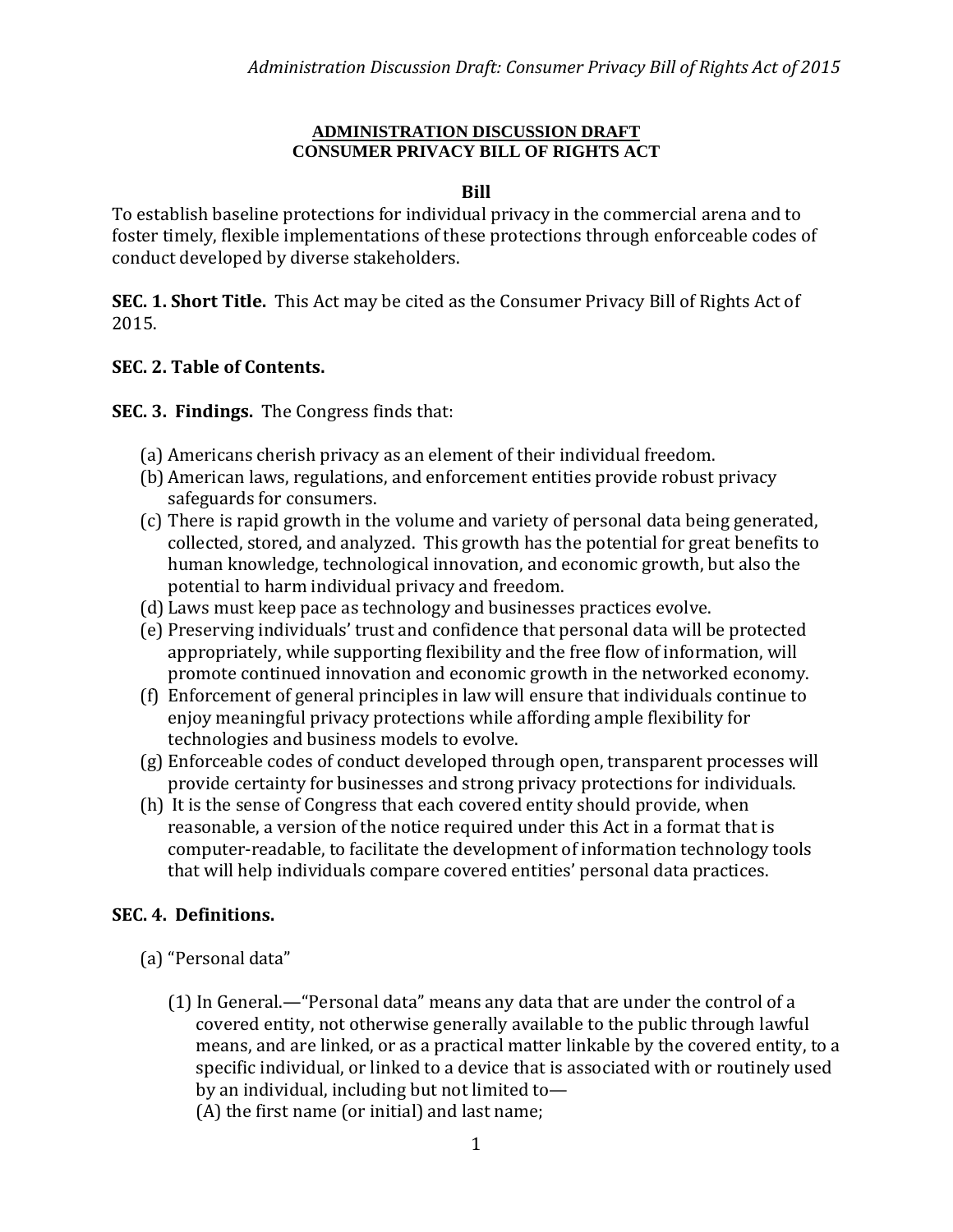**ADMINISTRATION DISCUSSION DRAFT**
**CONSUMER PRIVACY BILL OF RIGHTS ACT**

**Bill**

To establish baseline protections for individual privacy in the commercial arena and to foster timely, flexible implementations of these protections through enforceable codes of conduct developed by diverse stakeholders.

**SEC. 1. Short Title.** This Act may be cited as the Consumer Privacy Bill of Rights Act of 2015.

**SEC. 2. Table of Contents.**

**SEC. 3. Findings.** The Congress finds that:

(a) Americans cherish privacy as an element of their individual freedom.
(b) American laws, regulations, and enforcement entities provide robust privacy safeguards for consumers.
(c) There is rapid growth in the volume and variety of personal data being generated, collected, stored, and analyzed. This growth has the potential for great benefits to human knowledge, technological innovation, and economic growth, but also the potential to harm individual privacy and freedom.
(d) Laws must keep pace as technology and businesses practices evolve.
(e) Preserving individuals' trust and confidence that personal data will be protected appropriately, while supporting flexibility and the free flow of information, will promote continued innovation and economic growth in the networked economy.
(f) Enforcement of general principles in law will ensure that individuals continue to enjoy meaningful privacy protections while affording ample flexibility for technologies and business models to evolve.
(g) Enforceable codes of conduct developed through open, transparent processes will provide certainty for businesses and strong privacy protections for individuals.
(h) It is the sense of Congress that each covered entity should provide, when reasonable, a version of the notice required under this Act in a format that is computer-readable, to facilitate the development of information technology tools that will help individuals compare covered entities' personal data practices.

**SEC. 4. Definitions.**

(a) "Personal data"

(1) In General.—"Personal data" means any data that are under the control of a covered entity, not otherwise generally available to the public through lawful means, and are linked, or as a practical matter linkable by the covered entity, to a specific individual, or linked to a device that is associated with or routinely used by an individual, including but not limited to—

(A) the first name (or initial) and last name;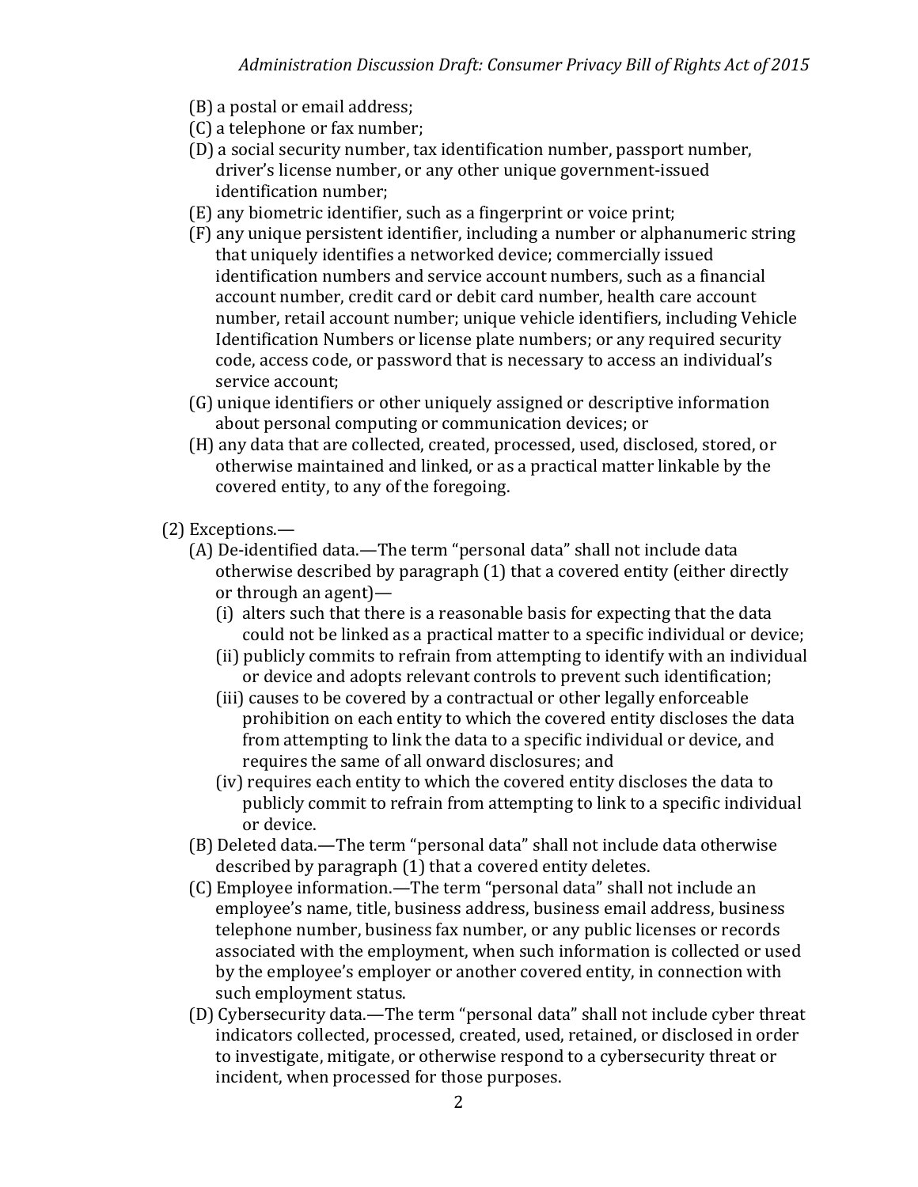(B) a postal or email address;

(C) a telephone or fax number;

(D) a social security number, tax identification number, passport number, driver's license number, or any other unique government-issued identification number;

(E) any biometric identifier, such as a fingerprint or voice print;

(F) any unique persistent identifier, including a number or alphanumeric string that uniquely identifies a networked device; commercially issued identification numbers and service account numbers, such as a financial account number, credit card or debit card number, health care account number, retail account number; unique vehicle identifiers, including Vehicle Identification Numbers or license plate numbers; or any required security code, access code, or password that is necessary to access an individual's service account;

(G) unique identifiers or other uniquely assigned or descriptive information about personal computing or communication devices; or

(H) any data that are collected, created, processed, used, disclosed, stored, or otherwise maintained and linked, or as a practical matter linkable by the covered entity, to any of the foregoing.

(2) Exceptions.—

(A) De-identified data.—The term "personal data" shall not include data otherwise described by paragraph (1) that a covered entity (either directly or through an agent)—

(i) alters such that there is a reasonable basis for expecting that the data could not be linked as a practical matter to a specific individual or device;

(ii) publicly commits to refrain from attempting to identify with an individual or device and adopts relevant controls to prevent such identification;

(iii) causes to be covered by a contractual or other legally enforceable prohibition on each entity to which the covered entity discloses the data from attempting to link the data to a specific individual or device, and requires the same of all onward disclosures; and

(iv) requires each entity to which the covered entity discloses the data to publicly commit to refrain from attempting to link to a specific individual or device.

(B) Deleted data.—The term "personal data" shall not include data otherwise described by paragraph (1) that a covered entity deletes.

(C) Employee information.—The term "personal data" shall not include an employee's name, title, business address, business email address, business telephone number, business fax number, or any public licenses or records associated with the employment, when such information is collected or used by the employee's employer or another covered entity, in connection with such employment status.

(D) Cybersecurity data.—The term "personal data" shall not include cyber threat indicators collected, processed, created, used, retained, or disclosed in order to investigate, mitigate, or otherwise respond to a cybersecurity threat or incident, when processed for those purposes.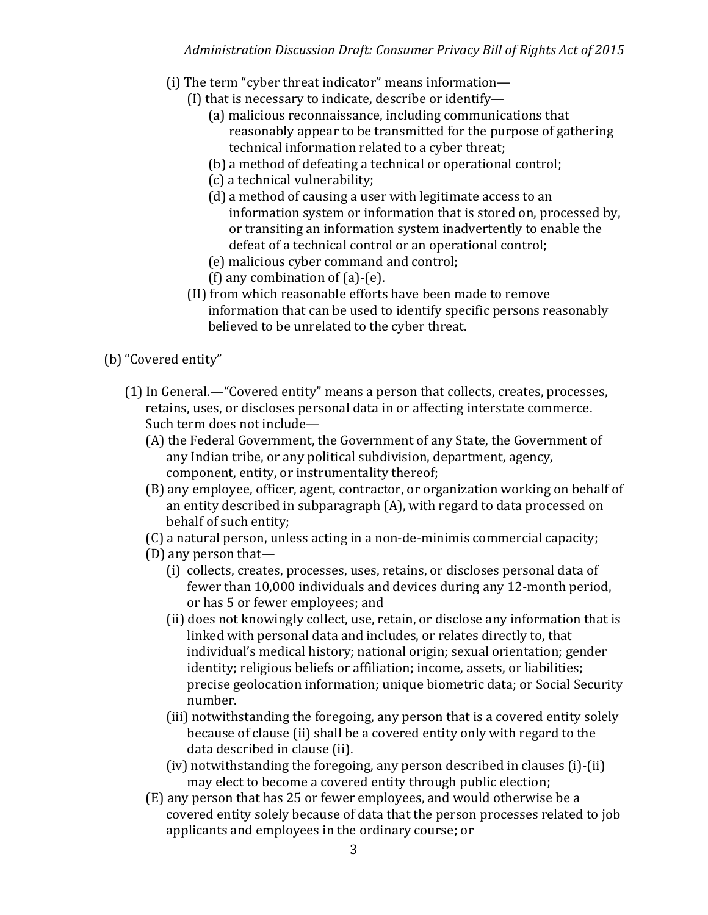(i) The term “cyber threat indicator” means information—

(I) that is necessary to indicate, describe or identify—

(a) malicious reconnaissance, including communications that reasonably appear to be transmitted for the purpose of gathering technical information related to a cyber threat;

(b) a method of defeating a technical or operational control;

(c) a technical vulnerability;

(d) a method of causing a user with legitimate access to an information system or information that is stored on, processed by, or transiting an information system inadvertently to enable the defeat of a technical control or an operational control;

(e) malicious cyber command and control;

(f) any combination of (a)-(e).

(II) from which reasonable efforts have been made to remove information that can be used to identify specific persons reasonably believed to be unrelated to the cyber threat.

(b) “Covered entity”

(1) In General.—“Covered entity” means a person that collects, creates, processes, retains, uses, or discloses personal data in or affecting interstate commerce. Such term does not include—

(A) the Federal Government, the Government of any State, the Government of any Indian tribe, or any political subdivision, department, agency, component, entity, or instrumentality thereof;

(B) any employee, officer, agent, contractor, or organization working on behalf of an entity described in subparagraph (A), with regard to data processed on behalf of such entity;

(C) a natural person, unless acting in a non-de-minimis commercial capacity;

(D) any person that—

(i) collects, creates, processes, uses, retains, or discloses personal data of fewer than 10,000 individuals and devices during any 12-month period, or has 5 or fewer employees; and

(ii) does not knowingly collect, use, retain, or disclose any information that is linked with personal data and includes, or relates directly to, that individual’s medical history; national origin; sexual orientation; gender identity; religious beliefs or affiliation; income, assets, or liabilities; precise geolocation information; unique biometric data; or Social Security number.

(iii) notwithstanding the foregoing, any person that is a covered entity solely because of clause (ii) shall be a covered entity only with regard to the data described in clause (ii).

(iv) notwithstanding the foregoing, any person described in clauses (i)-(ii) may elect to become a covered entity through public election;

(E) any person that has 25 or fewer employees, and would otherwise be a covered entity solely because of data that the person processes related to job applicants and employees in the ordinary course; or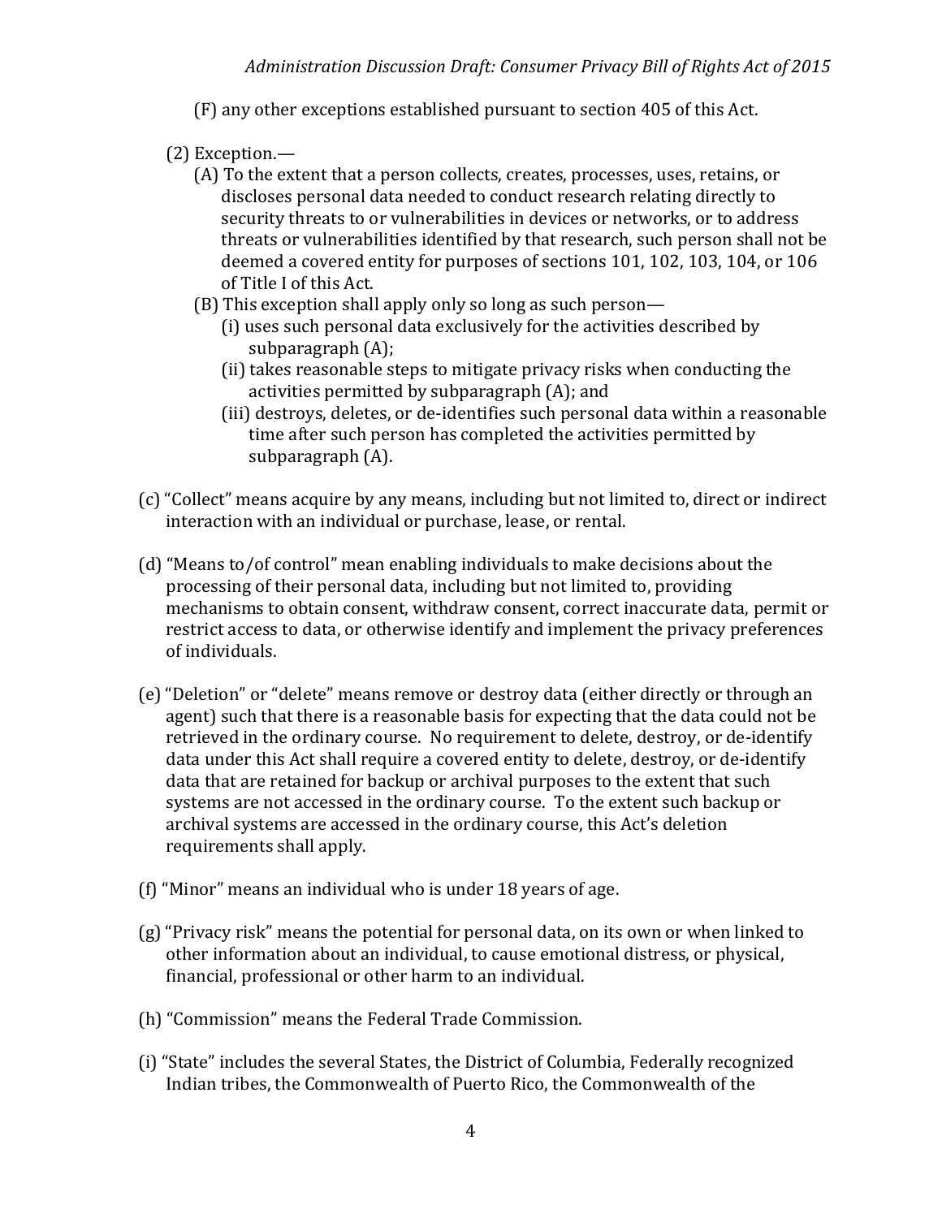(F) any other exceptions established pursuant to section 405 of this Act.

(2) Exception.—

(A) To the extent that a person collects, creates, processes, uses, retains, or discloses personal data needed to conduct research relating directly to security threats to or vulnerabilities in devices or networks, or to address threats or vulnerabilities identified by that research, such person shall not be deemed a covered entity for purposes of sections 101, 102, 103, 104, or 106 of Title I of this Act.

(B) This exception shall apply only so long as such person—

(i) uses such personal data exclusively for the activities described by subparagraph (A);

(ii) takes reasonable steps to mitigate privacy risks when conducting the activities permitted by subparagraph (A); and

(iii) destroys, deletes, or de-identifies such personal data within a reasonable time after such person has completed the activities permitted by subparagraph (A).

(c) "Collect" means acquire by any means, including but not limited to, direct or indirect interaction with an individual or purchase, lease, or rental.

(d) "Means to/of control" mean enabling individuals to make decisions about the processing of their personal data, including but not limited to, providing mechanisms to obtain consent, withdraw consent, correct inaccurate data, permit or restrict access to data, or otherwise identify and implement the privacy preferences of individuals.

(e) "Deletion" or "delete" means remove or destroy data (either directly or through an agent) such that there is a reasonable basis for expecting that the data could not be retrieved in the ordinary course. No requirement to delete, destroy, or de-identify data under this Act shall require a covered entity to delete, destroy, or de-identify data that are retained for backup or archival purposes to the extent that such systems are not accessed in the ordinary course. To the extent such backup or archival systems are accessed in the ordinary course, this Act's deletion requirements shall apply.

(f) "Minor" means an individual who is under 18 years of age.

(g) "Privacy risk" means the potential for personal data, on its own or when linked to other information about an individual, to cause emotional distress, or physical, financial, professional or other harm to an individual.

(h) "Commission" means the Federal Trade Commission.

(i) "State" includes the several States, the District of Columbia, Federally recognized Indian tribes, the Commonwealth of Puerto Rico, the Commonwealth of the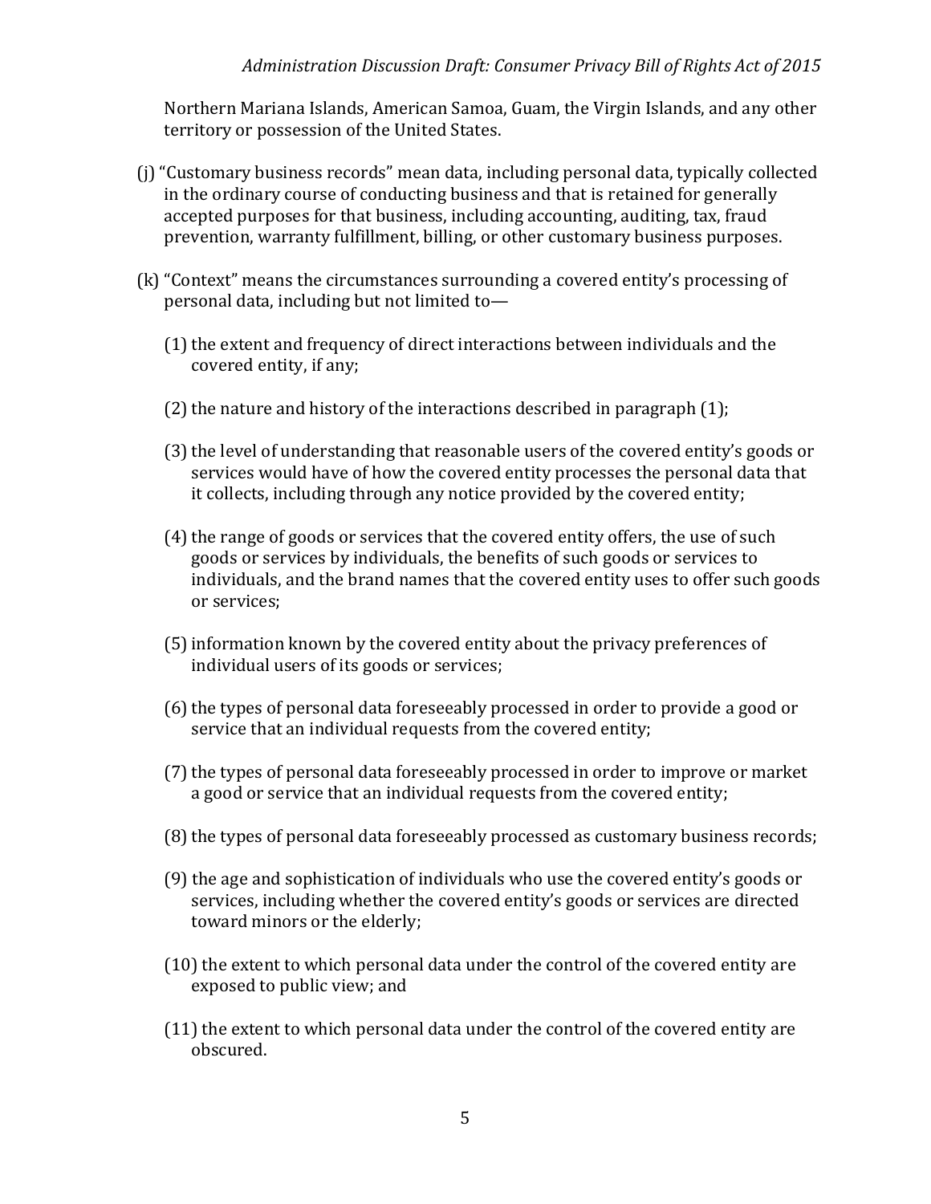Northern Mariana Islands, American Samoa, Guam, the Virgin Islands, and any other territory or possession of the United States.

(j) "Customary business records" mean data, including personal data, typically collected in the ordinary course of conducting business and that is retained for generally accepted purposes for that business, including accounting, auditing, tax, fraud prevention, warranty fulfillment, billing, or other customary business purposes.

(k) "Context" means the circumstances surrounding a covered entity's processing of personal data, including but not limited to—

(1) the extent and frequency of direct interactions between individuals and the covered entity, if any;

(2) the nature and history of the interactions described in paragraph (1);

(3) the level of understanding that reasonable users of the covered entity's goods or services would have of how the covered entity processes the personal data that it collects, including through any notice provided by the covered entity;

(4) the range of goods or services that the covered entity offers, the use of such goods or services by individuals, the benefits of such goods or services to individuals, and the brand names that the covered entity uses to offer such goods or services;

(5) information known by the covered entity about the privacy preferences of individual users of its goods or services;

(6) the types of personal data foreseeably processed in order to provide a good or service that an individual requests from the covered entity;

(7) the types of personal data foreseeably processed in order to improve or market a good or service that an individual requests from the covered entity;

(8) the types of personal data foreseeably processed as customary business records;

(9) the age and sophistication of individuals who use the covered entity's goods or services, including whether the covered entity's goods or services are directed toward minors or the elderly;

(10) the extent to which personal data under the control of the covered entity are exposed to public view; and

(11) the extent to which personal data under the control of the covered entity are obscured.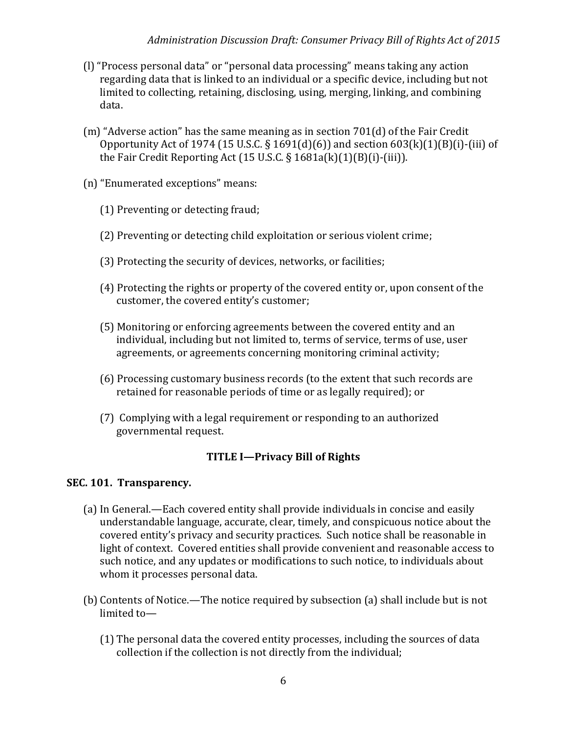(l) "Process personal data" or "personal data processing" means taking any action regarding data that is linked to an individual or a specific device, including but not limited to collecting, retaining, disclosing, using, merging, linking, and combining data.

(m) "Adverse action" has the same meaning as in section 701(d) of the Fair Credit Opportunity Act of 1974 (15 U.S.C. § 1691(d)(6)) and section 603(k)(1)(B)(i)-(iii) of the Fair Credit Reporting Act (15 U.S.C. § 1681a(k)(1)(B)(i)-(iii)).

(n) "Enumerated exceptions" means:

(1) Preventing or detecting fraud;

(2) Preventing or detecting child exploitation or serious violent crime;

(3) Protecting the security of devices, networks, or facilities;

(4) Protecting the rights or property of the covered entity or, upon consent of the customer, the covered entity's customer;

(5) Monitoring or enforcing agreements between the covered entity and an individual, including but not limited to, terms of service, terms of use, user agreements, or agreements concerning monitoring criminal activity;

(6) Processing customary business records (to the extent that such records are retained for reasonable periods of time or as legally required); or

(7) Complying with a legal requirement or responding to an authorized governmental request.

## TITLE I—Privacy Bill of Rights

### SEC. 101. Transparency.

(a) In General.—Each covered entity shall provide individuals in concise and easily understandable language, accurate, clear, timely, and conspicuous notice about the covered entity's privacy and security practices. Such notice shall be reasonable in light of context. Covered entities shall provide convenient and reasonable access to such notice, and any updates or modifications to such notice, to individuals about whom it processes personal data.

(b) Contents of Notice.—The notice required by subsection (a) shall include but is not limited to—

(1) The personal data the covered entity processes, including the sources of data collection if the collection is not directly from the individual;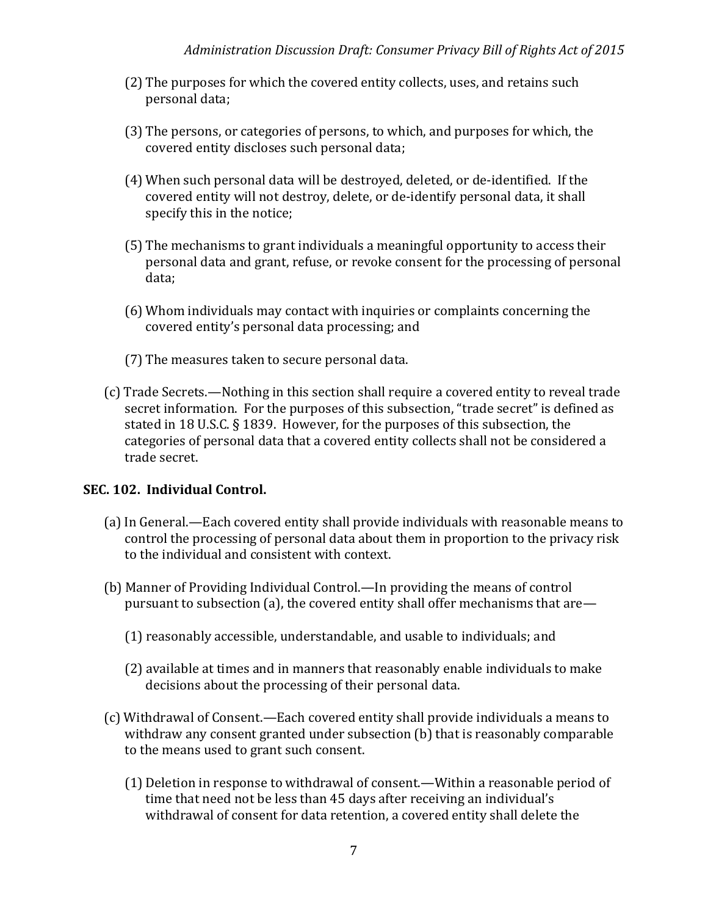(2) The purposes for which the covered entity collects, uses, and retains such personal data;

(3) The persons, or categories of persons, to which, and purposes for which, the covered entity discloses such personal data;

(4) When such personal data will be destroyed, deleted, or de-identified. If the covered entity will not destroy, delete, or de-identify personal data, it shall specify this in the notice;

(5) The mechanisms to grant individuals a meaningful opportunity to access their personal data and grant, refuse, or revoke consent for the processing of personal data;

(6) Whom individuals may contact with inquiries or complaints concerning the covered entity's personal data processing; and

(7) The measures taken to secure personal data.

(c) Trade Secrets.—Nothing in this section shall require a covered entity to reveal trade secret information. For the purposes of this subsection, "trade secret" is defined as stated in 18 U.S.C. § 1839. However, for the purposes of this subsection, the categories of personal data that a covered entity collects shall not be considered a trade secret.

**SEC. 102. Individual Control.**

(a) In General.—Each covered entity shall provide individuals with reasonable means to control the processing of personal data about them in proportion to the privacy risk to the individual and consistent with context.

(b) Manner of Providing Individual Control.—In providing the means of control pursuant to subsection (a), the covered entity shall offer mechanisms that are—

(1) reasonably accessible, understandable, and usable to individuals; and

(2) available at times and in manners that reasonably enable individuals to make decisions about the processing of their personal data.

(c) Withdrawal of Consent.—Each covered entity shall provide individuals a means to withdraw any consent granted under subsection (b) that is reasonably comparable to the means used to grant such consent.

(1) Deletion in response to withdrawal of consent.—Within a reasonable period of time that need not be less than 45 days after receiving an individual's withdrawal of consent for data retention, a covered entity shall delete the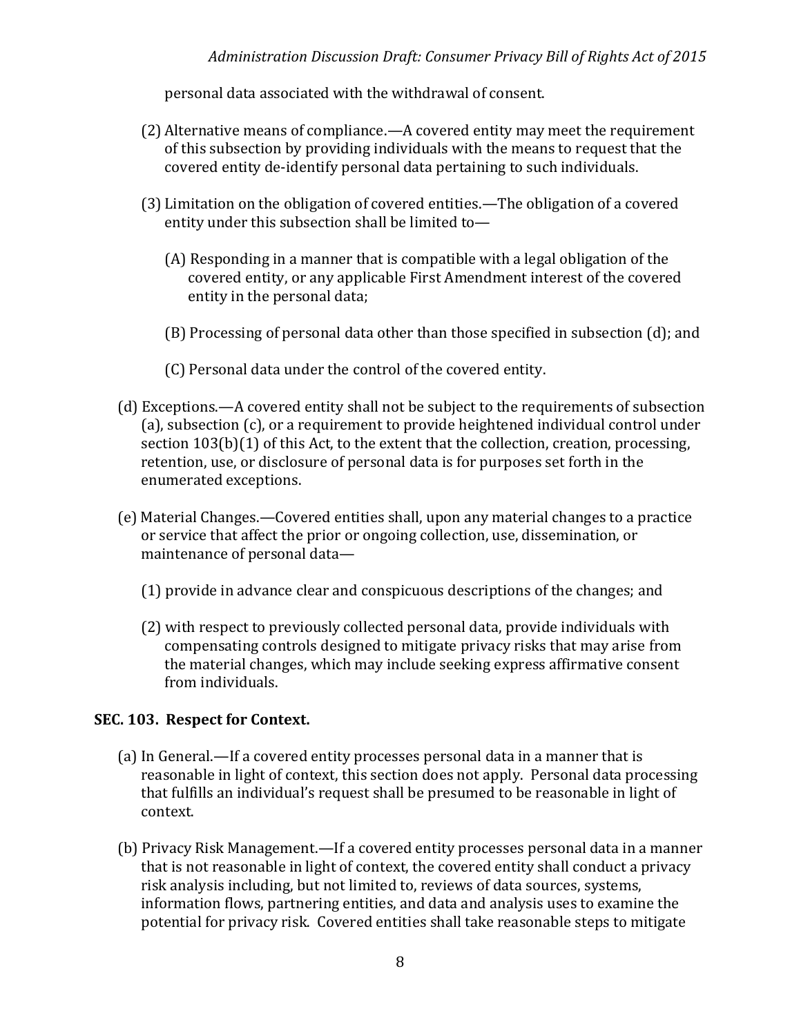personal data associated with the withdrawal of consent.

(2) Alternative means of compliance.—A covered entity may meet the requirement of this subsection by providing individuals with the means to request that the covered entity de-identify personal data pertaining to such individuals.

(3) Limitation on the obligation of covered entities.—The obligation of a covered entity under this subsection shall be limited to—

(A) Responding in a manner that is compatible with a legal obligation of the covered entity, or any applicable First Amendment interest of the covered entity in the personal data;

(B) Processing of personal data other than those specified in subsection (d); and

(C) Personal data under the control of the covered entity.

(d) Exceptions.—A covered entity shall not be subject to the requirements of subsection (a), subsection (c), or a requirement to provide heightened individual control under section 103(b)(1) of this Act, to the extent that the collection, creation, processing, retention, use, or disclosure of personal data is for purposes set forth in the enumerated exceptions.

(e) Material Changes.—Covered entities shall, upon any material changes to a practice or service that affect the prior or ongoing collection, use, dissemination, or maintenance of personal data—

(1) provide in advance clear and conspicuous descriptions of the changes; and

(2) with respect to previously collected personal data, provide individuals with compensating controls designed to mitigate privacy risks that may arise from the material changes, which may include seeking express affirmative consent from individuals.

**SEC. 103. Respect for Context.**

(a) In General.—If a covered entity processes personal data in a manner that is reasonable in light of context, this section does not apply. Personal data processing that fulfills an individual's request shall be presumed to be reasonable in light of context.

(b) Privacy Risk Management.—If a covered entity processes personal data in a manner that is not reasonable in light of context, the covered entity shall conduct a privacy risk analysis including, but not limited to, reviews of data sources, systems, information flows, partnering entities, and data and analysis uses to examine the potential for privacy risk. Covered entities shall take reasonable steps to mitigate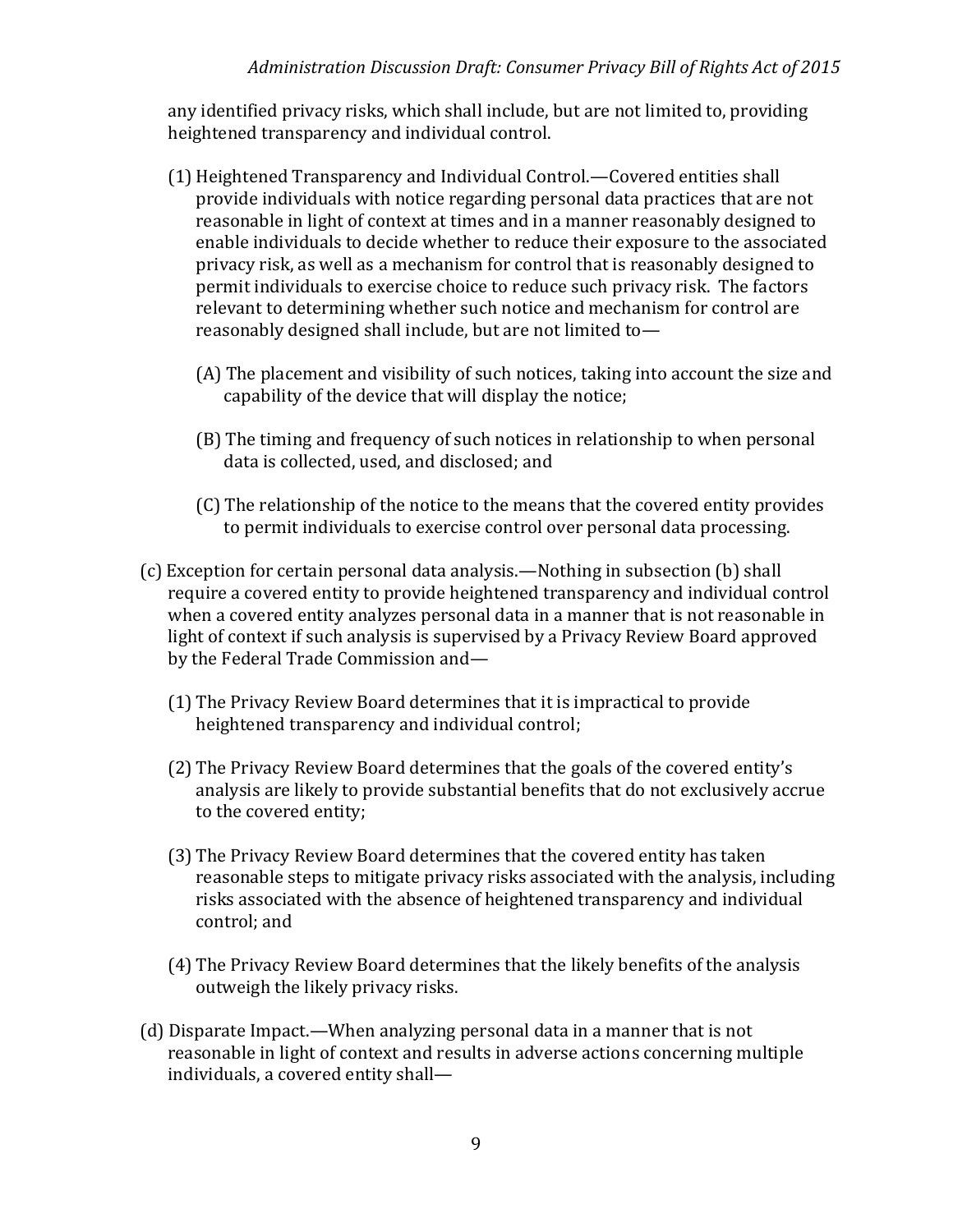any identified privacy risks, which shall include, but are not limited to, providing heightened transparency and individual control.

(1) Heightened Transparency and Individual Control.—Covered entities shall provide individuals with notice regarding personal data practices that are not reasonable in light of context at times and in a manner reasonably designed to enable individuals to decide whether to reduce their exposure to the associated privacy risk, as well as a mechanism for control that is reasonably designed to permit individuals to exercise choice to reduce such privacy risk. The factors relevant to determining whether such notice and mechanism for control are reasonably designed shall include, but are not limited to—

(A) The placement and visibility of such notices, taking into account the size and capability of the device that will display the notice;

(B) The timing and frequency of such notices in relationship to when personal data is collected, used, and disclosed; and

(C) The relationship of the notice to the means that the covered entity provides to permit individuals to exercise control over personal data processing.

(c) Exception for certain personal data analysis.—Nothing in subsection (b) shall require a covered entity to provide heightened transparency and individual control when a covered entity analyzes personal data in a manner that is not reasonable in light of context if such analysis is supervised by a Privacy Review Board approved by the Federal Trade Commission and—

(1) The Privacy Review Board determines that it is impractical to provide heightened transparency and individual control;

(2) The Privacy Review Board determines that the goals of the covered entity's analysis are likely to provide substantial benefits that do not exclusively accrue to the covered entity;

(3) The Privacy Review Board determines that the covered entity has taken reasonable steps to mitigate privacy risks associated with the analysis, including risks associated with the absence of heightened transparency and individual control; and

(4) The Privacy Review Board determines that the likely benefits of the analysis outweigh the likely privacy risks.

(d) Disparate Impact.—When analyzing personal data in a manner that is not reasonable in light of context and results in adverse actions concerning multiple individuals, a covered entity shall—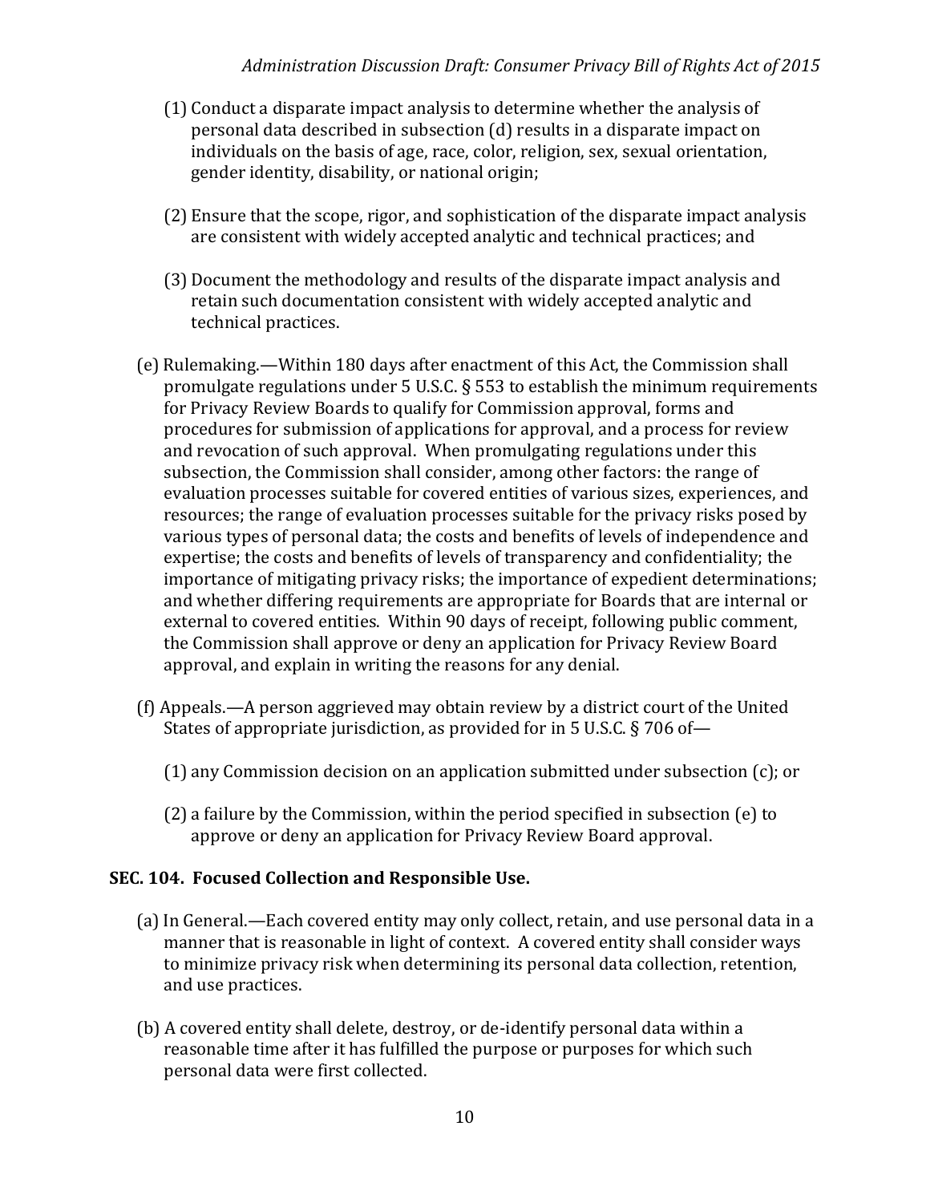(1) Conduct a disparate impact analysis to determine whether the analysis of personal data described in subsection (d) results in a disparate impact on individuals on the basis of age, race, color, religion, sex, sexual orientation, gender identity, disability, or national origin;

(2) Ensure that the scope, rigor, and sophistication of the disparate impact analysis are consistent with widely accepted analytic and technical practices; and

(3) Document the methodology and results of the disparate impact analysis and retain such documentation consistent with widely accepted analytic and technical practices.

(e) Rulemaking.—Within 180 days after enactment of this Act, the Commission shall promulgate regulations under 5 U.S.C. § 553 to establish the minimum requirements for Privacy Review Boards to qualify for Commission approval, forms and procedures for submission of applications for approval, and a process for review and revocation of such approval. When promulgating regulations under this subsection, the Commission shall consider, among other factors: the range of evaluation processes suitable for covered entities of various sizes, experiences, and resources; the range of evaluation processes suitable for the privacy risks posed by various types of personal data; the costs and benefits of levels of independence and expertise; the costs and benefits of levels of transparency and confidentiality; the importance of mitigating privacy risks; the importance of expedient determinations; and whether differing requirements are appropriate for Boards that are internal or external to covered entities. Within 90 days of receipt, following public comment, the Commission shall approve or deny an application for Privacy Review Board approval, and explain in writing the reasons for any denial.

(f) Appeals.—A person aggrieved may obtain review by a district court of the United States of appropriate jurisdiction, as provided for in 5 U.S.C. § 706 of—

(1) any Commission decision on an application submitted under subsection (c); or

(2) a failure by the Commission, within the period specified in subsection (e) to approve or deny an application for Privacy Review Board approval.

**SEC. 104. Focused Collection and Responsible Use.**

(a) In General.—Each covered entity may only collect, retain, and use personal data in a manner that is reasonable in light of context. A covered entity shall consider ways to minimize privacy risk when determining its personal data collection, retention, and use practices.

(b) A covered entity shall delete, destroy, or de-identify personal data within a reasonable time after it has fulfilled the purpose or purposes for which such personal data were first collected.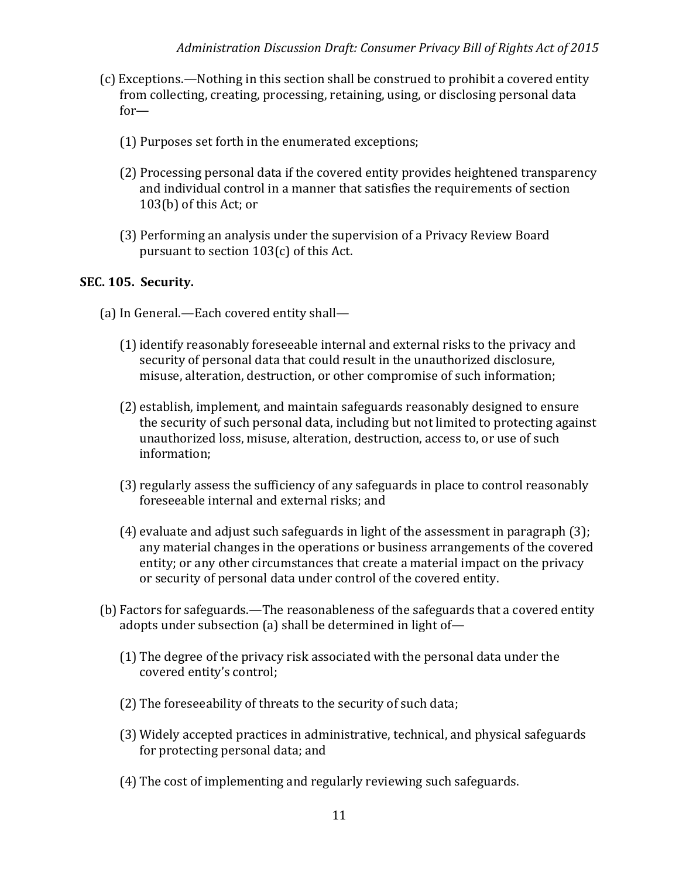(c) Exceptions.—Nothing in this section shall be construed to prohibit a covered entity from collecting, creating, processing, retaining, using, or disclosing personal data for—

(1) Purposes set forth in the enumerated exceptions;

(2) Processing personal data if the covered entity provides heightened transparency and individual control in a manner that satisfies the requirements of section 103(b) of this Act; or

(3) Performing an analysis under the supervision of a Privacy Review Board pursuant to section 103(c) of this Act.

**SEC. 105. Security.**

(a) In General.—Each covered entity shall—

(1) identify reasonably foreseeable internal and external risks to the privacy and security of personal data that could result in the unauthorized disclosure, misuse, alteration, destruction, or other compromise of such information;

(2) establish, implement, and maintain safeguards reasonably designed to ensure the security of such personal data, including but not limited to protecting against unauthorized loss, misuse, alteration, destruction, access to, or use of such information;

(3) regularly assess the sufficiency of any safeguards in place to control reasonably foreseeable internal and external risks; and

(4) evaluate and adjust such safeguards in light of the assessment in paragraph (3); any material changes in the operations or business arrangements of the covered entity; or any other circumstances that create a material impact on the privacy or security of personal data under control of the covered entity.

(b) Factors for safeguards.—The reasonableness of the safeguards that a covered entity adopts under subsection (a) shall be determined in light of—

(1) The degree of the privacy risk associated with the personal data under the covered entity's control;

(2) The foreseeability of threats to the security of such data;

(3) Widely accepted practices in administrative, technical, and physical safeguards for protecting personal data; and

(4) The cost of implementing and regularly reviewing such safeguards.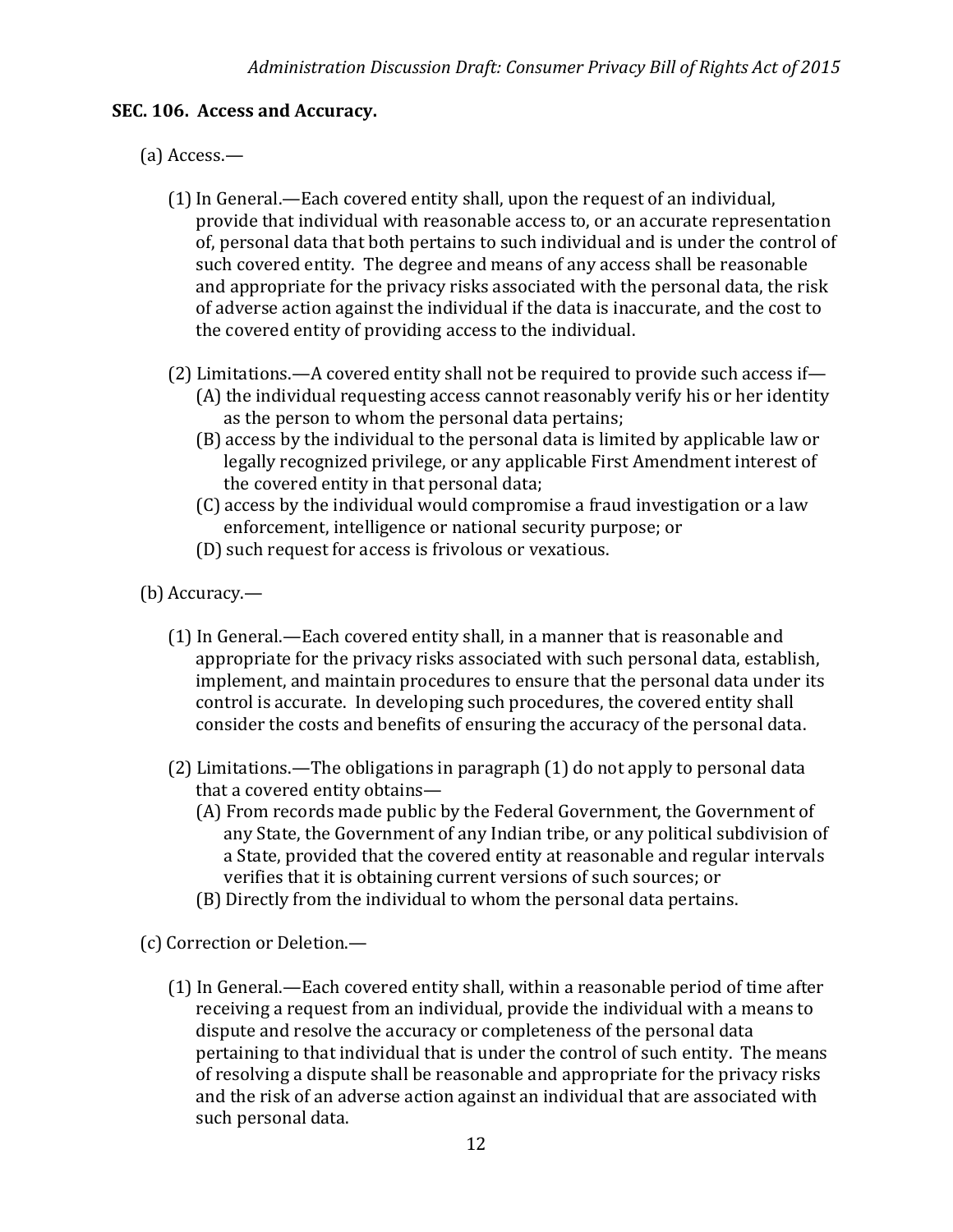**SEC. 106. Access and Accuracy.**

(a) Access.—

(1) In General.—Each covered entity shall, upon the request of an individual, provide that individual with reasonable access to, or an accurate representation of, personal data that both pertains to such individual and is under the control of such covered entity. The degree and means of any access shall be reasonable and appropriate for the privacy risks associated with the personal data, the risk of adverse action against the individual if the data is inaccurate, and the cost to the covered entity of providing access to the individual.

(2) Limitations.—A covered entity shall not be required to provide such access if—

(A) the individual requesting access cannot reasonably verify his or her identity as the person to whom the personal data pertains;

(B) access by the individual to the personal data is limited by applicable law or legally recognized privilege, or any applicable First Amendment interest of the covered entity in that personal data;

(C) access by the individual would compromise a fraud investigation or a law enforcement, intelligence or national security purpose; or

(D) such request for access is frivolous or vexatious.

(b) Accuracy.—

(1) In General.—Each covered entity shall, in a manner that is reasonable and appropriate for the privacy risks associated with such personal data, establish, implement, and maintain procedures to ensure that the personal data under its control is accurate. In developing such procedures, the covered entity shall consider the costs and benefits of ensuring the accuracy of the personal data.

(2) Limitations.—The obligations in paragraph (1) do not apply to personal data that a covered entity obtains—

(A) From records made public by the Federal Government, the Government of any State, the Government of any Indian tribe, or any political subdivision of a State, provided that the covered entity at reasonable and regular intervals verifies that it is obtaining current versions of such sources; or

(B) Directly from the individual to whom the personal data pertains.

(c) Correction or Deletion.—

(1) In General.—Each covered entity shall, within a reasonable period of time after receiving a request from an individual, provide the individual with a means to dispute and resolve the accuracy or completeness of the personal data pertaining to that individual that is under the control of such entity. The means of resolving a dispute shall be reasonable and appropriate for the privacy risks and the risk of an adverse action against an individual that are associated with such personal data.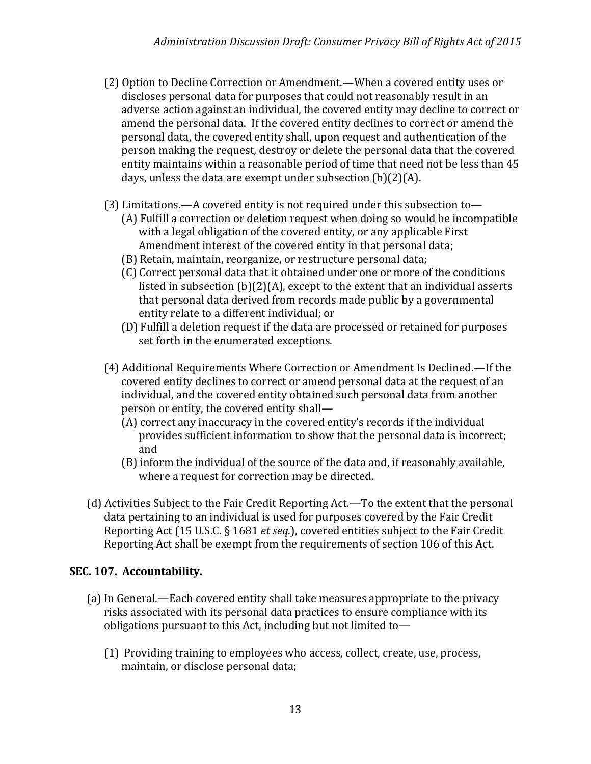(2) Option to Decline Correction or Amendment.—When a covered entity uses or discloses personal data for purposes that could not reasonably result in an adverse action against an individual, the covered entity may decline to correct or amend the personal data. If the covered entity declines to correct or amend the personal data, the covered entity shall, upon request and authentication of the person making the request, destroy or delete the personal data that the covered entity maintains within a reasonable period of time that need not be less than 45 days, unless the data are exempt under subsection (b)(2)(A).

(3) Limitations.—A covered entity is not required under this subsection to—

(A) Fulfill a correction or deletion request when doing so would be incompatible with a legal obligation of the covered entity, or any applicable First Amendment interest of the covered entity in that personal data;

(B) Retain, maintain, reorganize, or restructure personal data;

(C) Correct personal data that it obtained under one or more of the conditions listed in subsection (b)(2)(A), except to the extent that an individual asserts that personal data derived from records made public by a governmental entity relate to a different individual; or

(D) Fulfill a deletion request if the data are processed or retained for purposes set forth in the enumerated exceptions.

(4) Additional Requirements Where Correction or Amendment Is Declined.—If the covered entity declines to correct or amend personal data at the request of an individual, and the covered entity obtained such personal data from another person or entity, the covered entity shall—

(A) correct any inaccuracy in the covered entity's records if the individual provides sufficient information to show that the personal data is incorrect; and

(B) inform the individual of the source of the data and, if reasonably available, where a request for correction may be directed.

(d) Activities Subject to the Fair Credit Reporting Act.—To the extent that the personal data pertaining to an individual is used for purposes covered by the Fair Credit Reporting Act (15 U.S.C. § 1681 *et seq.*), covered entities subject to the Fair Credit Reporting Act shall be exempt from the requirements of section 106 of this Act.

**SEC. 107. Accountability.**

(a) In General.—Each covered entity shall take measures appropriate to the privacy risks associated with its personal data practices to ensure compliance with its obligations pursuant to this Act, including but not limited to—

(1) Providing training to employees who access, collect, create, use, process, maintain, or disclose personal data;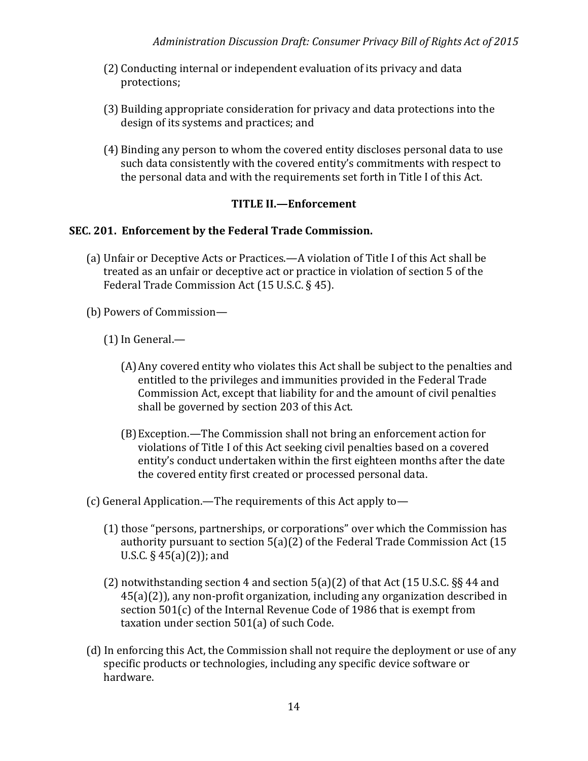(2) Conducting internal or independent evaluation of its privacy and data protections;

(3) Building appropriate consideration for privacy and data protections into the design of its systems and practices; and

(4) Binding any person to whom the covered entity discloses personal data to use such data consistently with the covered entity's commitments with respect to the personal data and with the requirements set forth in Title I of this Act.

## TITLE II.—Enforcement

### SEC. 201. Enforcement by the Federal Trade Commission.

(a) Unfair or Deceptive Acts or Practices.—A violation of Title I of this Act shall be treated as an unfair or deceptive act or practice in violation of section 5 of the Federal Trade Commission Act (15 U.S.C. § 45).

(b) Powers of Commission—

(1) In General.—

(A) Any covered entity who violates this Act shall be subject to the penalties and entitled to the privileges and immunities provided in the Federal Trade Commission Act, except that liability for and the amount of civil penalties shall be governed by section 203 of this Act.

(B) Exception.—The Commission shall not bring an enforcement action for violations of Title I of this Act seeking civil penalties based on a covered entity's conduct undertaken within the first eighteen months after the date the covered entity first created or processed personal data.

(c) General Application.—The requirements of this Act apply to—

(1) those "persons, partnerships, or corporations" over which the Commission has authority pursuant to section 5(a)(2) of the Federal Trade Commission Act (15 U.S.C. § 45(a)(2)); and

(2) notwithstanding section 4 and section 5(a)(2) of that Act (15 U.S.C. §§ 44 and 45(a)(2)), any non-profit organization, including any organization described in section 501(c) of the Internal Revenue Code of 1986 that is exempt from taxation under section 501(a) of such Code.

(d) In enforcing this Act, the Commission shall not require the deployment or use of any specific products or technologies, including any specific device software or hardware.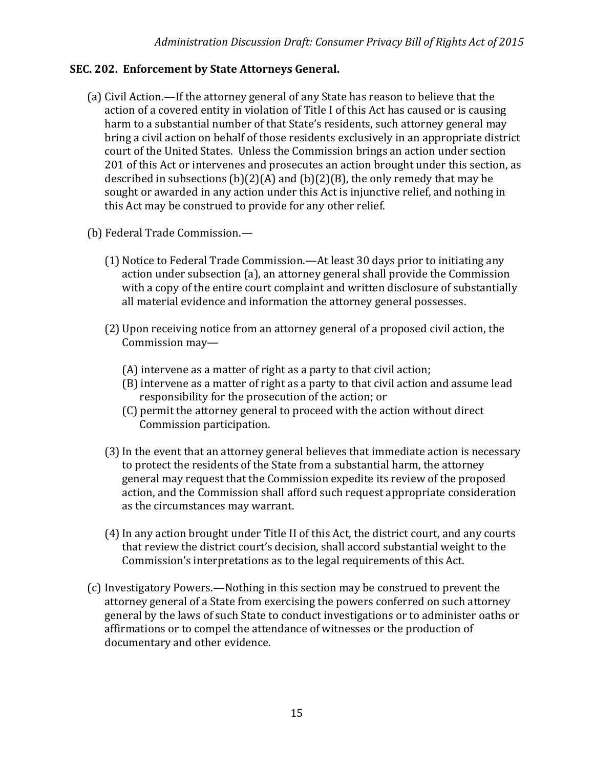**SEC. 202. Enforcement by State Attorneys General.**

(a) Civil Action.—If the attorney general of any State has reason to believe that the action of a covered entity in violation of Title I of this Act has caused or is causing harm to a substantial number of that State's residents, such attorney general may bring a civil action on behalf of those residents exclusively in an appropriate district court of the United States. Unless the Commission brings an action under section 201 of this Act or intervenes and prosecutes an action brought under this section, as described in subsections (b)(2)(A) and (b)(2)(B), the only remedy that may be sought or awarded in any action under this Act is injunctive relief, and nothing in this Act may be construed to provide for any other relief.

(b) Federal Trade Commission.—

(1) Notice to Federal Trade Commission.—At least 30 days prior to initiating any action under subsection (a), an attorney general shall provide the Commission with a copy of the entire court complaint and written disclosure of substantially all material evidence and information the attorney general possesses.

(2) Upon receiving notice from an attorney general of a proposed civil action, the Commission may—

(A) intervene as a matter of right as a party to that civil action;
(B) intervene as a matter of right as a party to that civil action and assume lead responsibility for the prosecution of the action; or
(C) permit the attorney general to proceed with the action without direct Commission participation.

(3) In the event that an attorney general believes that immediate action is necessary to protect the residents of the State from a substantial harm, the attorney general may request that the Commission expedite its review of the proposed action, and the Commission shall afford such request appropriate consideration as the circumstances may warrant.

(4) In any action brought under Title II of this Act, the district court, and any courts that review the district court's decision, shall accord substantial weight to the Commission's interpretations as to the legal requirements of this Act.

(c) Investigatory Powers.—Nothing in this section may be construed to prevent the attorney general of a State from exercising the powers conferred on such attorney general by the laws of such State to conduct investigations or to administer oaths or affirmations or to compel the attendance of witnesses or the production of documentary and other evidence.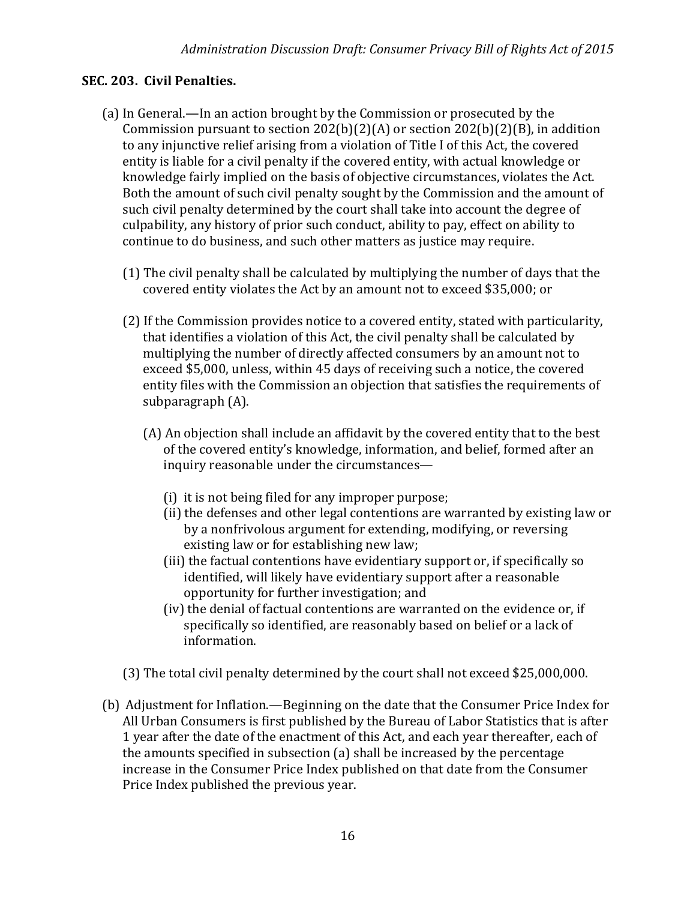**SEC. 203. Civil Penalties.**

(a) In General.—In an action brought by the Commission or prosecuted by the Commission pursuant to section 202(b)(2)(A) or section 202(b)(2)(B), in addition to any injunctive relief arising from a violation of Title I of this Act, the covered entity is liable for a civil penalty if the covered entity, with actual knowledge or knowledge fairly implied on the basis of objective circumstances, violates the Act. Both the amount of such civil penalty sought by the Commission and the amount of such civil penalty determined by the court shall take into account the degree of culpability, any history of prior such conduct, ability to pay, effect on ability to continue to do business, and such other matters as justice may require.

(1) The civil penalty shall be calculated by multiplying the number of days that the covered entity violates the Act by an amount not to exceed $35,000; or

(2) If the Commission provides notice to a covered entity, stated with particularity, that identifies a violation of this Act, the civil penalty shall be calculated by multiplying the number of directly affected consumers by an amount not to exceed $5,000, unless, within 45 days of receiving such a notice, the covered entity files with the Commission an objection that satisfies the requirements of subparagraph (A).

(A) An objection shall include an affidavit by the covered entity that to the best of the covered entity's knowledge, information, and belief, formed after an inquiry reasonable under the circumstances—

(i) it is not being filed for any improper purpose;
(ii) the defenses and other legal contentions are warranted by existing law or by a nonfrivolous argument for extending, modifying, or reversing existing law or for establishing new law;
(iii) the factual contentions have evidentiary support or, if specifically so identified, will likely have evidentiary support after a reasonable opportunity for further investigation; and
(iv) the denial of factual contentions are warranted on the evidence or, if specifically so identified, are reasonably based on belief or a lack of information.

(3) The total civil penalty determined by the court shall not exceed $25,000,000.

(b) Adjustment for Inflation.—Beginning on the date that the Consumer Price Index for All Urban Consumers is first published by the Bureau of Labor Statistics that is after 1 year after the date of the enactment of this Act, and each year thereafter, each of the amounts specified in subsection (a) shall be increased by the percentage increase in the Consumer Price Index published on that date from the Consumer Price Index published the previous year.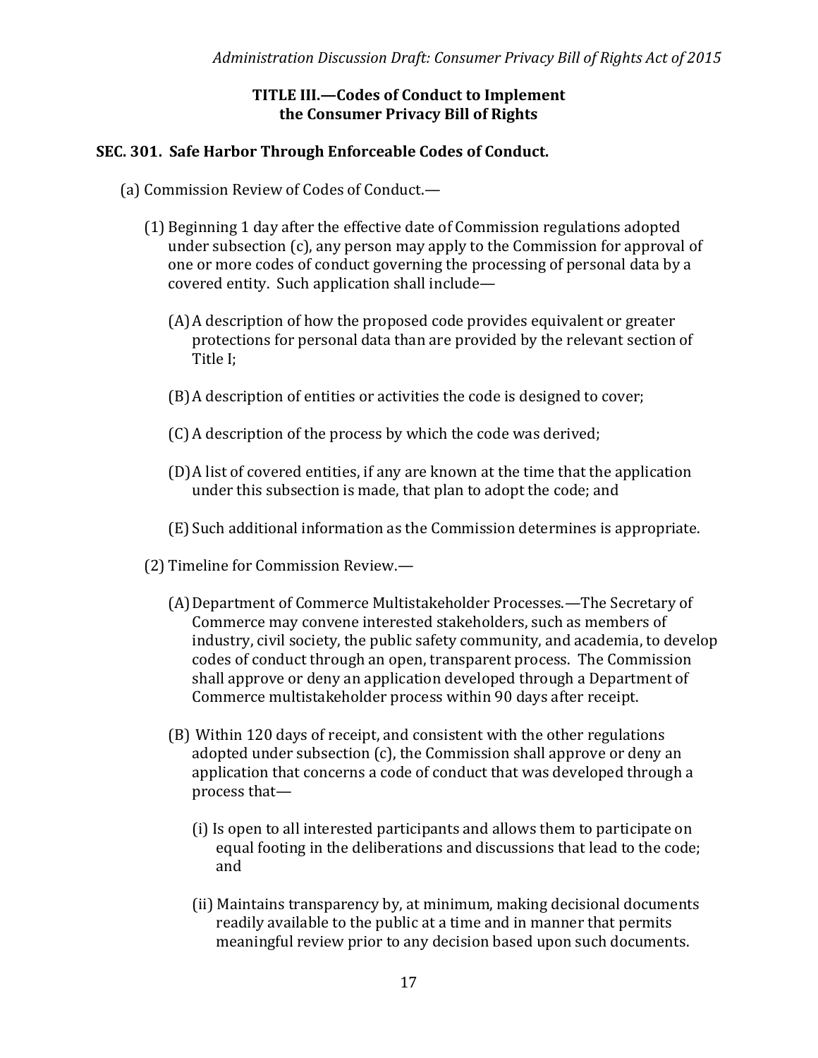## TITLE III.—Codes of Conduct to Implement the Consumer Privacy Bill of Rights

### SEC. 301. Safe Harbor Through Enforceable Codes of Conduct.

(a) Commission Review of Codes of Conduct.—

(1) Beginning 1 day after the effective date of Commission regulations adopted under subsection (c), any person may apply to the Commission for approval of one or more codes of conduct governing the processing of personal data by a covered entity. Such application shall include—

(A) A description of how the proposed code provides equivalent or greater protections for personal data than are provided by the relevant section of Title I;

(B) A description of entities or activities the code is designed to cover;

(C) A description of the process by which the code was derived;

(D) A list of covered entities, if any are known at the time that the application under this subsection is made, that plan to adopt the code; and

(E) Such additional information as the Commission determines is appropriate.

(2) Timeline for Commission Review.—

(A) Department of Commerce Multistakeholder Processes.—The Secretary of Commerce may convene interested stakeholders, such as members of industry, civil society, the public safety community, and academia, to develop codes of conduct through an open, transparent process. The Commission shall approve or deny an application developed through a Department of Commerce multistakeholder process within 90 days after receipt.

(B) Within 120 days of receipt, and consistent with the other regulations adopted under subsection (c), the Commission shall approve or deny an application that concerns a code of conduct that was developed through a process that—

(i) Is open to all interested participants and allows them to participate on equal footing in the deliberations and discussions that lead to the code; and

(ii) Maintains transparency by, at minimum, making decisional documents readily available to the public at a time and in manner that permits meaningful review prior to any decision based upon such documents.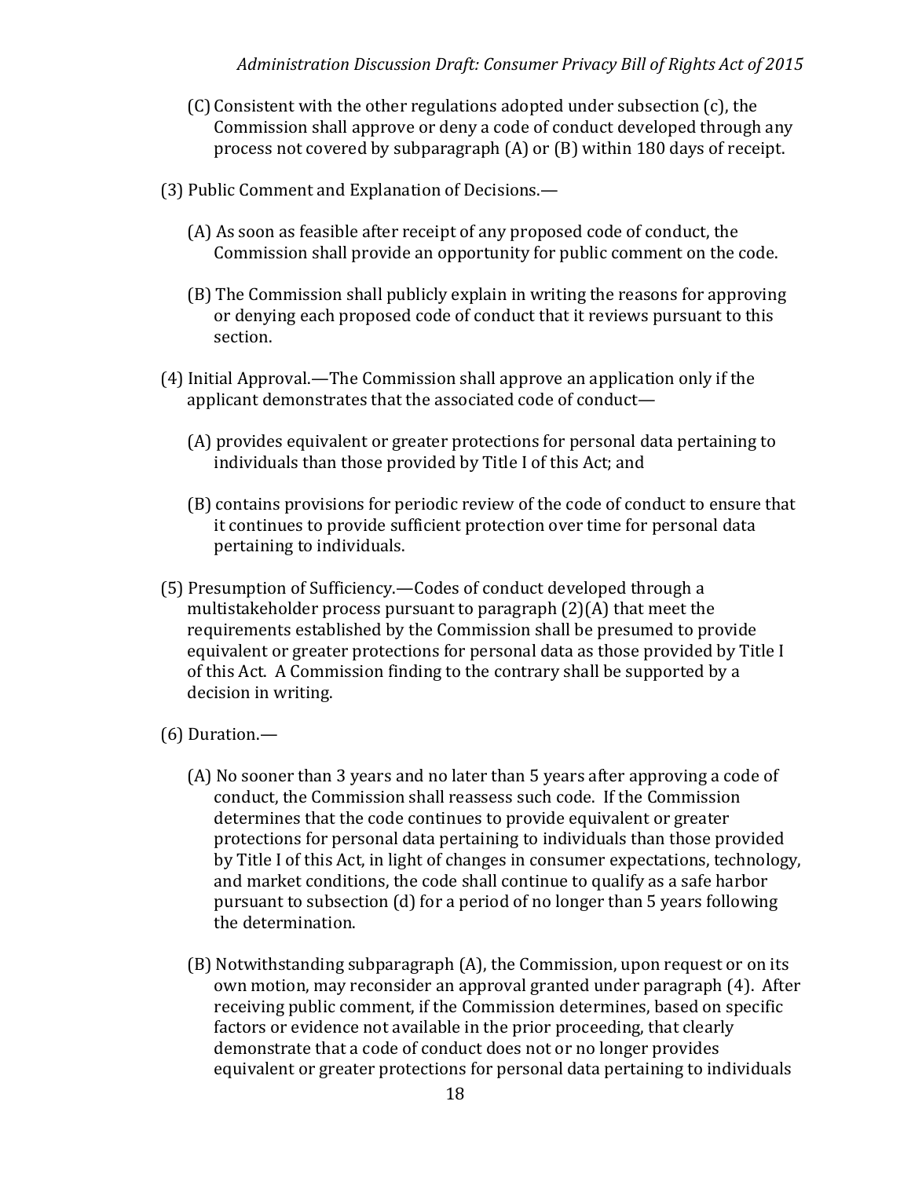(C) Consistent with the other regulations adopted under subsection (c), the Commission shall approve or deny a code of conduct developed through any process not covered by subparagraph (A) or (B) within 180 days of receipt.

(3) Public Comment and Explanation of Decisions.—

(A) As soon as feasible after receipt of any proposed code of conduct, the Commission shall provide an opportunity for public comment on the code.

(B) The Commission shall publicly explain in writing the reasons for approving or denying each proposed code of conduct that it reviews pursuant to this section.

(4) Initial Approval.—The Commission shall approve an application only if the applicant demonstrates that the associated code of conduct—

(A) provides equivalent or greater protections for personal data pertaining to individuals than those provided by Title I of this Act; and

(B) contains provisions for periodic review of the code of conduct to ensure that it continues to provide sufficient protection over time for personal data pertaining to individuals.

(5) Presumption of Sufficiency.—Codes of conduct developed through a multistakeholder process pursuant to paragraph (2)(A) that meet the requirements established by the Commission shall be presumed to provide equivalent or greater protections for personal data as those provided by Title I of this Act. A Commission finding to the contrary shall be supported by a decision in writing.

(6) Duration.—

(A) No sooner than 3 years and no later than 5 years after approving a code of conduct, the Commission shall reassess such code. If the Commission determines that the code continues to provide equivalent or greater protections for personal data pertaining to individuals than those provided by Title I of this Act, in light of changes in consumer expectations, technology, and market conditions, the code shall continue to qualify as a safe harbor pursuant to subsection (d) for a period of no longer than 5 years following the determination.

(B) Notwithstanding subparagraph (A), the Commission, upon request or on its own motion, may reconsider an approval granted under paragraph (4). After receiving public comment, if the Commission determines, based on specific factors or evidence not available in the prior proceeding, that clearly demonstrate that a code of conduct does not or no longer provides equivalent or greater protections for personal data pertaining to individuals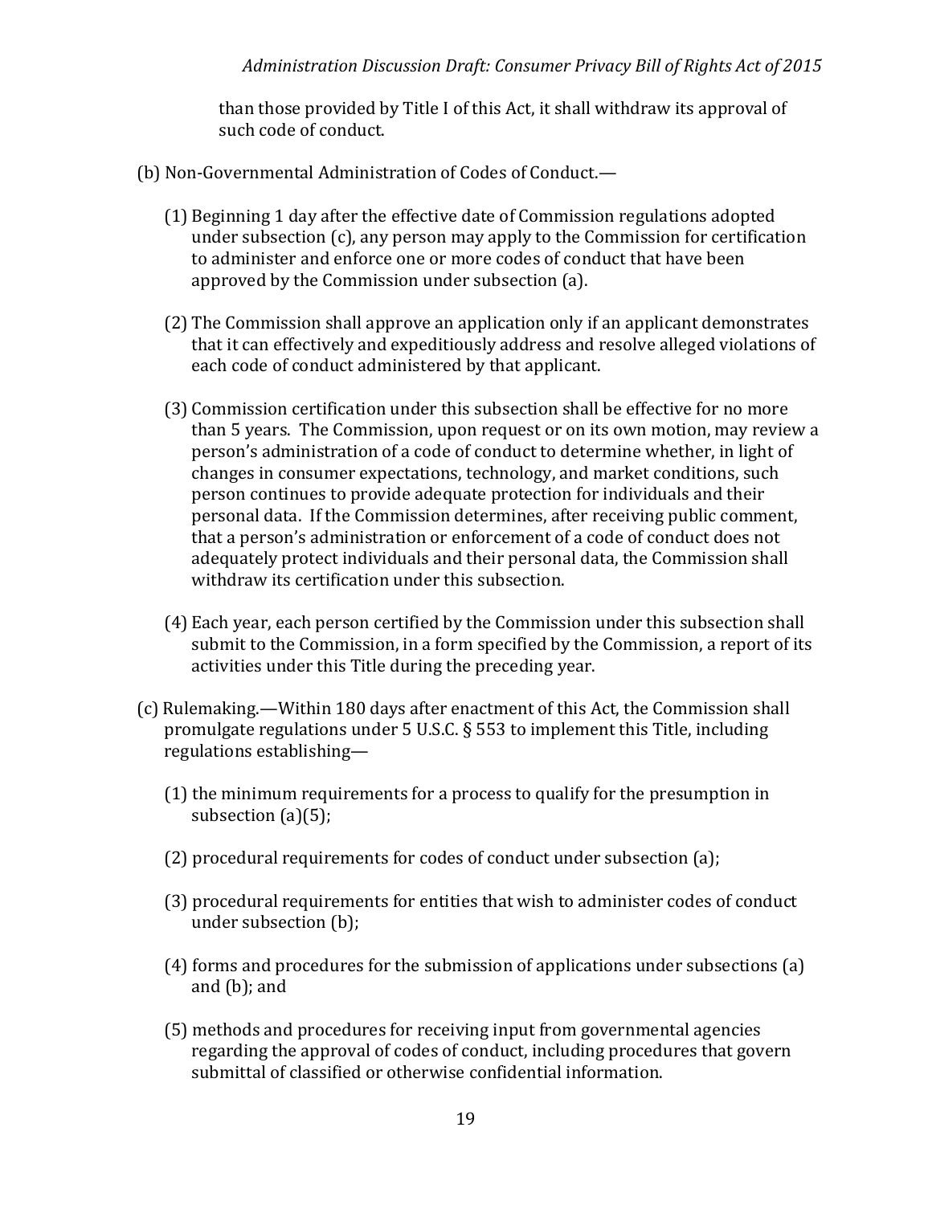than those provided by Title I of this Act, it shall withdraw its approval of such code of conduct.

(b) Non-Governmental Administration of Codes of Conduct.—

(1) Beginning 1 day after the effective date of Commission regulations adopted under subsection (c), any person may apply to the Commission for certification to administer and enforce one or more codes of conduct that have been approved by the Commission under subsection (a).

(2) The Commission shall approve an application only if an applicant demonstrates that it can effectively and expeditiously address and resolve alleged violations of each code of conduct administered by that applicant.

(3) Commission certification under this subsection shall be effective for no more than 5 years. The Commission, upon request or on its own motion, may review a person's administration of a code of conduct to determine whether, in light of changes in consumer expectations, technology, and market conditions, such person continues to provide adequate protection for individuals and their personal data. If the Commission determines, after receiving public comment, that a person's administration or enforcement of a code of conduct does not adequately protect individuals and their personal data, the Commission shall withdraw its certification under this subsection.

(4) Each year, each person certified by the Commission under this subsection shall submit to the Commission, in a form specified by the Commission, a report of its activities under this Title during the preceding year.

(c) Rulemaking.—Within 180 days after enactment of this Act, the Commission shall promulgate regulations under 5 U.S.C. § 553 to implement this Title, including regulations establishing—

(1) the minimum requirements for a process to qualify for the presumption in subsection (a)(5);

(2) procedural requirements for codes of conduct under subsection (a);

(3) procedural requirements for entities that wish to administer codes of conduct under subsection (b);

(4) forms and procedures for the submission of applications under subsections (a) and (b); and

(5) methods and procedures for receiving input from governmental agencies regarding the approval of codes of conduct, including procedures that govern submittal of classified or otherwise confidential information.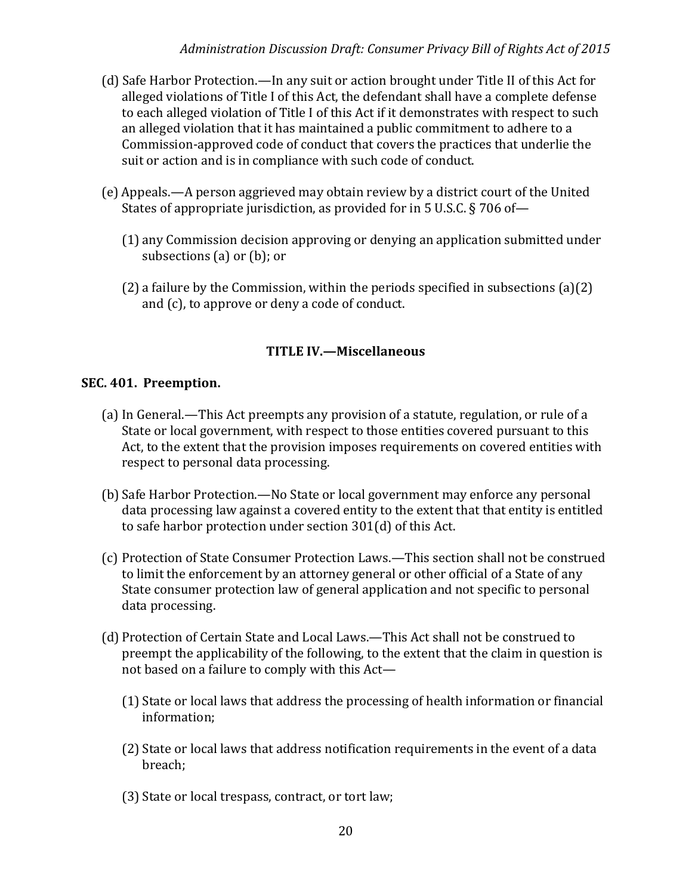(d) Safe Harbor Protection.—In any suit or action brought under Title II of this Act for alleged violations of Title I of this Act, the defendant shall have a complete defense to each alleged violation of Title I of this Act if it demonstrates with respect to such an alleged violation that it has maintained a public commitment to adhere to a Commission-approved code of conduct that covers the practices that underlie the suit or action and is in compliance with such code of conduct.

(e) Appeals.—A person aggrieved may obtain review by a district court of the United States of appropriate jurisdiction, as provided for in 5 U.S.C. § 706 of—

(1) any Commission decision approving or denying an application submitted under subsections (a) or (b); or

(2) a failure by the Commission, within the periods specified in subsections (a)(2) and (c), to approve or deny a code of conduct.

## TITLE IV.—Miscellaneous

### SEC. 401. Preemption.

(a) In General.—This Act preempts any provision of a statute, regulation, or rule of a State or local government, with respect to those entities covered pursuant to this Act, to the extent that the provision imposes requirements on covered entities with respect to personal data processing.

(b) Safe Harbor Protection.—No State or local government may enforce any personal data processing law against a covered entity to the extent that that entity is entitled to safe harbor protection under section 301(d) of this Act.

(c) Protection of State Consumer Protection Laws.—This section shall not be construed to limit the enforcement by an attorney general or other official of a State of any State consumer protection law of general application and not specific to personal data processing.

(d) Protection of Certain State and Local Laws.—This Act shall not be construed to preempt the applicability of the following, to the extent that the claim in question is not based on a failure to comply with this Act—

(1) State or local laws that address the processing of health information or financial information;

(2) State or local laws that address notification requirements in the event of a data breach;

(3) State or local trespass, contract, or tort law;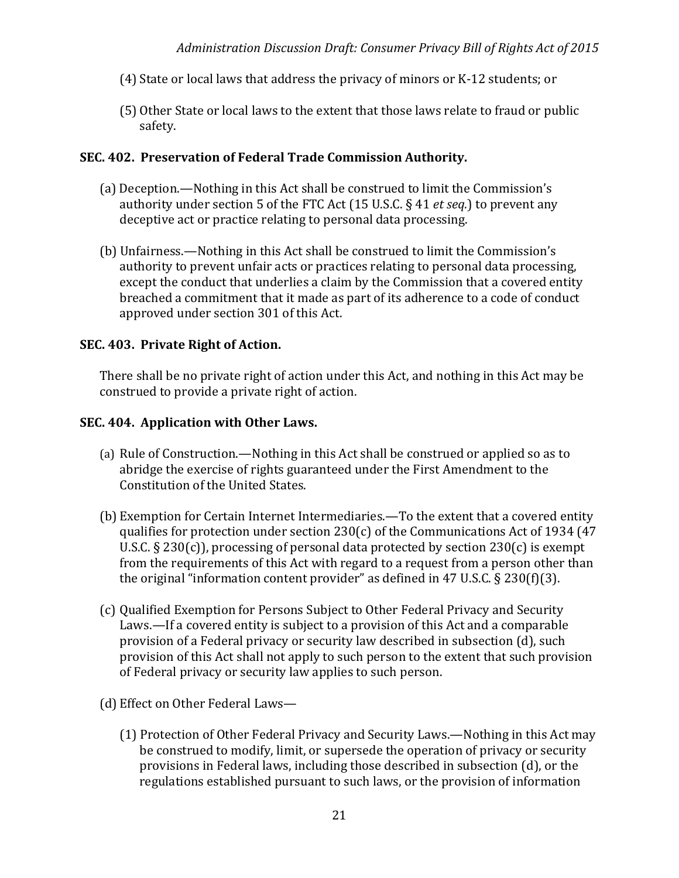(4) State or local laws that address the privacy of minors or K-12 students; or

(5) Other State or local laws to the extent that those laws relate to fraud or public safety.

**SEC. 402. Preservation of Federal Trade Commission Authority.**

(a) Deception.—Nothing in this Act shall be construed to limit the Commission's authority under section 5 of the FTC Act (15 U.S.C. § 41 *et seq.*) to prevent any deceptive act or practice relating to personal data processing.

(b) Unfairness.—Nothing in this Act shall be construed to limit the Commission's authority to prevent unfair acts or practices relating to personal data processing, except the conduct that underlies a claim by the Commission that a covered entity breached a commitment that it made as part of its adherence to a code of conduct approved under section 301 of this Act.

**SEC. 403. Private Right of Action.**

There shall be no private right of action under this Act, and nothing in this Act may be construed to provide a private right of action.

**SEC. 404. Application with Other Laws.**

(a) Rule of Construction.—Nothing in this Act shall be construed or applied so as to abridge the exercise of rights guaranteed under the First Amendment to the Constitution of the United States.

(b) Exemption for Certain Internet Intermediaries.—To the extent that a covered entity qualifies for protection under section 230(c) of the Communications Act of 1934 (47 U.S.C. § 230(c)), processing of personal data protected by section 230(c) is exempt from the requirements of this Act with regard to a request from a person other than the original "information content provider" as defined in 47 U.S.C. § 230(f)(3).

(c) Qualified Exemption for Persons Subject to Other Federal Privacy and Security Laws.—If a covered entity is subject to a provision of this Act and a comparable provision of a Federal privacy or security law described in subsection (d), such provision of this Act shall not apply to such person to the extent that such provision of Federal privacy or security law applies to such person.

(d) Effect on Other Federal Laws—

(1) Protection of Other Federal Privacy and Security Laws.—Nothing in this Act may be construed to modify, limit, or supersede the operation of privacy or security provisions in Federal laws, including those described in subsection (d), or the regulations established pursuant to such laws, or the provision of information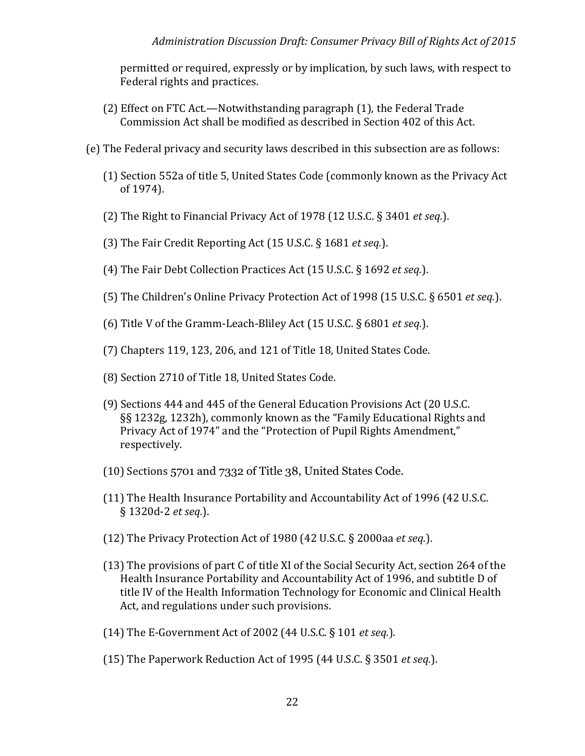permitted or required, expressly or by implication, by such laws, with respect to Federal rights and practices.

(2) Effect on FTC Act.—Notwithstanding paragraph (1), the Federal Trade Commission Act shall be modified as described in Section 402 of this Act.

(e) The Federal privacy and security laws described in this subsection are as follows:

(1) Section 552a of title 5, United States Code (commonly known as the Privacy Act of 1974).

(2) The Right to Financial Privacy Act of 1978 (12 U.S.C. § 3401 *et seq.*).

(3) The Fair Credit Reporting Act (15 U.S.C. § 1681 *et seq.*).

(4) The Fair Debt Collection Practices Act (15 U.S.C. § 1692 *et seq.*).

(5) The Children's Online Privacy Protection Act of 1998 (15 U.S.C. § 6501 *et seq.*).

(6) Title V of the Gramm-Leach-Bliley Act (15 U.S.C. § 6801 *et seq.*).

(7) Chapters 119, 123, 206, and 121 of Title 18, United States Code.

(8) Section 2710 of Title 18, United States Code.

(9) Sections 444 and 445 of the General Education Provisions Act (20 U.S.C. §§ 1232g, 1232h), commonly known as the "Family Educational Rights and Privacy Act of 1974" and the "Protection of Pupil Rights Amendment," respectively.

(10) Sections 5701 and 7332 of Title 38, United States Code.

(11) The Health Insurance Portability and Accountability Act of 1996 (42 U.S.C. § 1320d-2 *et seq.*).

(12) The Privacy Protection Act of 1980 (42 U.S.C. § 2000aa *et seq.*).

(13) The provisions of part C of title XI of the Social Security Act, section 264 of the Health Insurance Portability and Accountability Act of 1996, and subtitle D of title IV of the Health Information Technology for Economic and Clinical Health Act, and regulations under such provisions.

(14) The E-Government Act of 2002 (44 U.S.C. § 101 *et seq.*).

(15) The Paperwork Reduction Act of 1995 (44 U.S.C. § 3501 *et seq.*).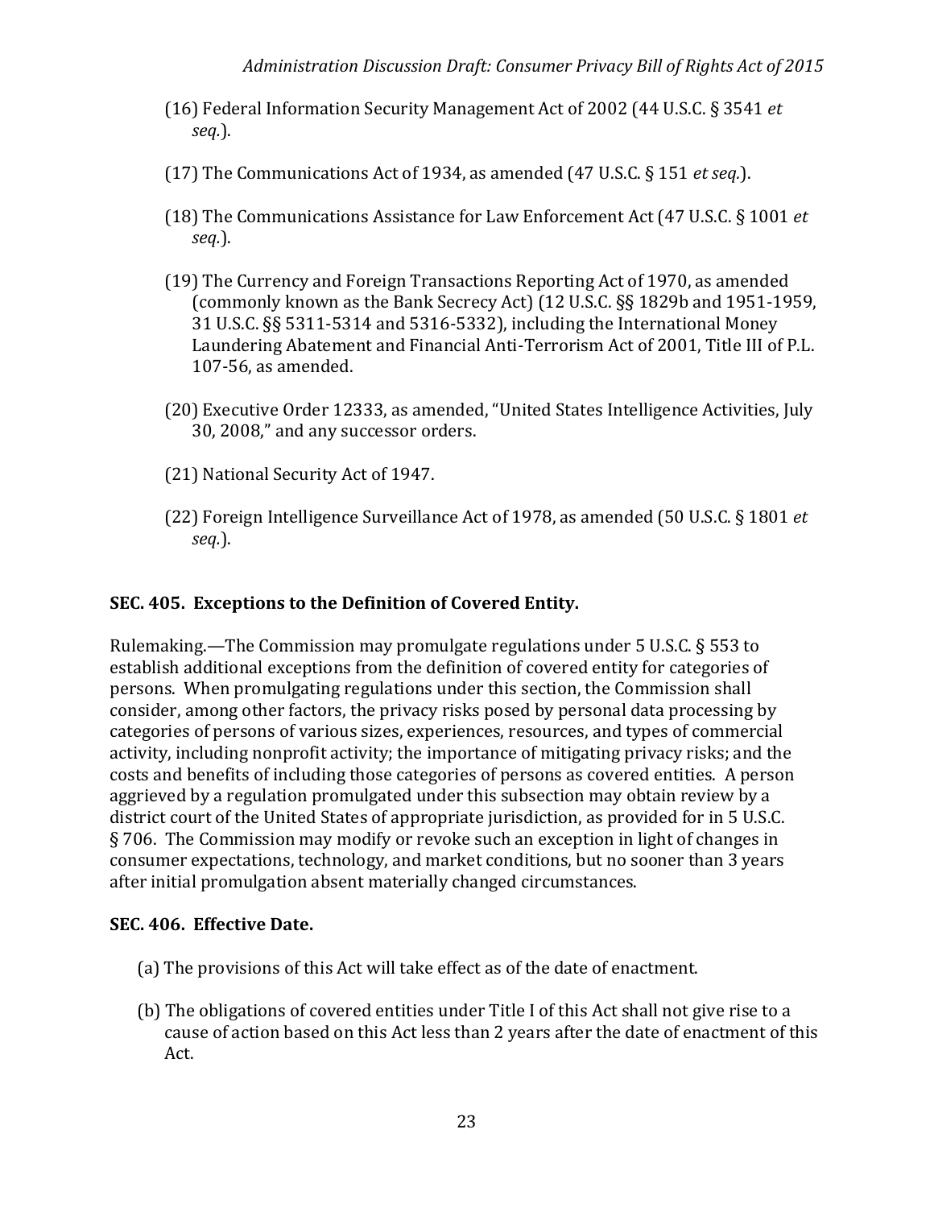(16) Federal Information Security Management Act of 2002 (44 U.S.C. § 3541 *et seq.*).

(17) The Communications Act of 1934, as amended (47 U.S.C. § 151 *et seq.*).

(18) The Communications Assistance for Law Enforcement Act (47 U.S.C. § 1001 *et seq.*).

(19) The Currency and Foreign Transactions Reporting Act of 1970, as amended (commonly known as the Bank Secrecy Act) (12 U.S.C. §§ 1829b and 1951-1959, 31 U.S.C. §§ 5311-5314 and 5316-5332), including the International Money Laundering Abatement and Financial Anti-Terrorism Act of 2001, Title III of P.L. 107-56, as amended.

(20) Executive Order 12333, as amended, "United States Intelligence Activities, July 30, 2008," and any successor orders.

(21) National Security Act of 1947.

(22) Foreign Intelligence Surveillance Act of 1978, as amended (50 U.S.C. § 1801 *et seq.*).

**SEC. 405. Exceptions to the Definition of Covered Entity.**

Rulemaking.—The Commission may promulgate regulations under 5 U.S.C. § 553 to establish additional exceptions from the definition of covered entity for categories of persons. When promulgating regulations under this section, the Commission shall consider, among other factors, the privacy risks posed by personal data processing by categories of persons of various sizes, experiences, resources, and types of commercial activity, including nonprofit activity; the importance of mitigating privacy risks; and the costs and benefits of including those categories of persons as covered entities. A person aggrieved by a regulation promulgated under this subsection may obtain review by a district court of the United States of appropriate jurisdiction, as provided for in 5 U.S.C. § 706. The Commission may modify or revoke such an exception in light of changes in consumer expectations, technology, and market conditions, but no sooner than 3 years after initial promulgation absent materially changed circumstances.

**SEC. 406. Effective Date.**

(a) The provisions of this Act will take effect as of the date of enactment.

(b) The obligations of covered entities under Title I of this Act shall not give rise to a cause of action based on this Act less than 2 years after the date of enactment of this Act.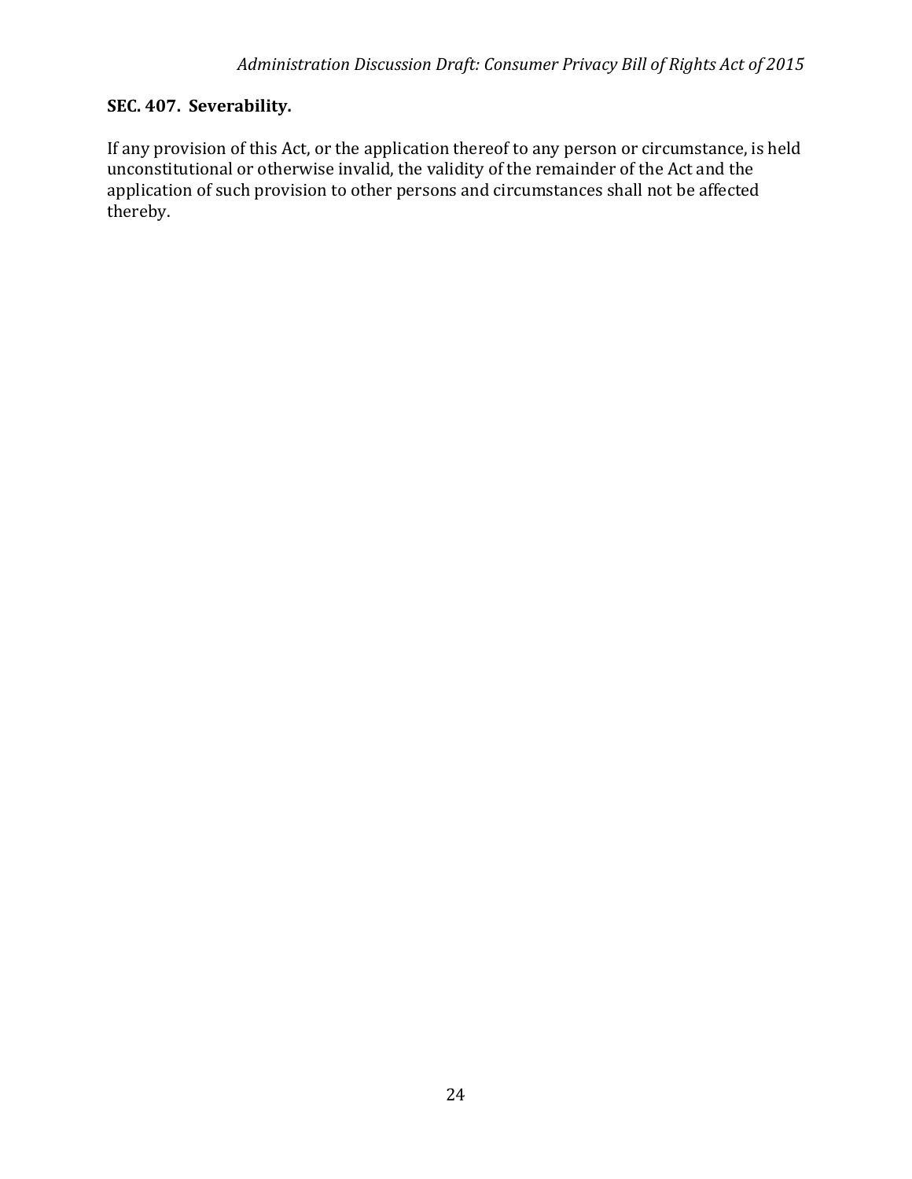**SEC. 407. Severability.**

If any provision of this Act, or the application thereof to any person or circumstance, is held unconstitutional or otherwise invalid, the validity of the remainder of the Act and the application of such provision to other persons and circumstances shall not be affected thereby.